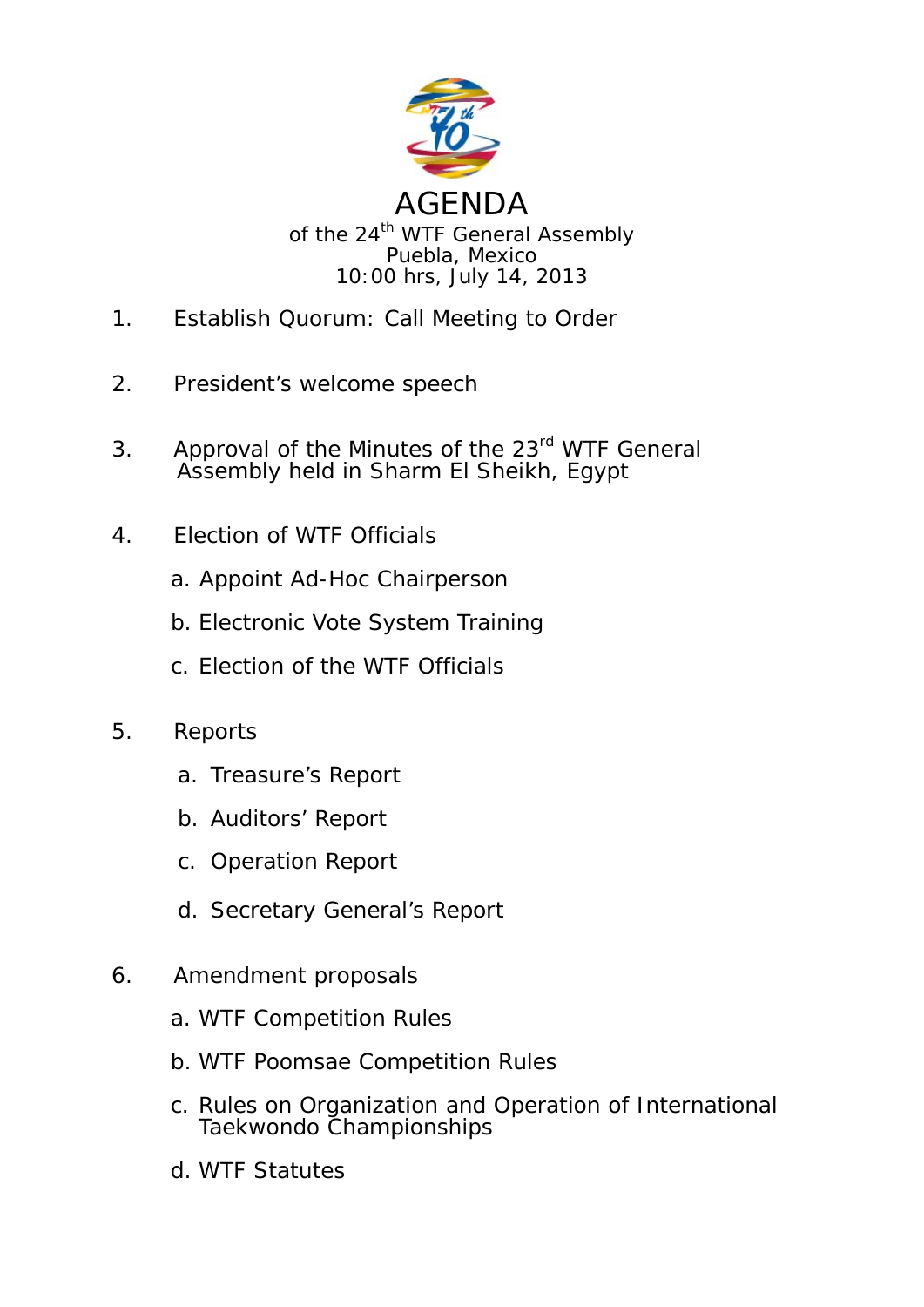# AGENDA

of the 24th WTF General Assembly
Puebla, Mexico
10:00 hrs, July 14, 2013

1. Establish Quorum: Call Meeting to Order

2. President's welcome speech

3. Approval of the Minutes of the 23rd WTF General Assembly held in Sharm El Sheikh, Egypt

4. Election of WTF Officials

   a. Appoint Ad-Hoc Chairperson

   b. Electronic Vote System Training

   c. Election of the WTF Officials

5. Reports

   a. Treasure's Report

   b. Auditors' Report

   c. Operation Report

   d. Secretary General's Report

6. Amendment proposals

   a. WTF Competition Rules

   b. WTF Poomsae Competition Rules

   c. Rules on Organization and Operation of International Taekwondo Championships

   d. WTF Statutes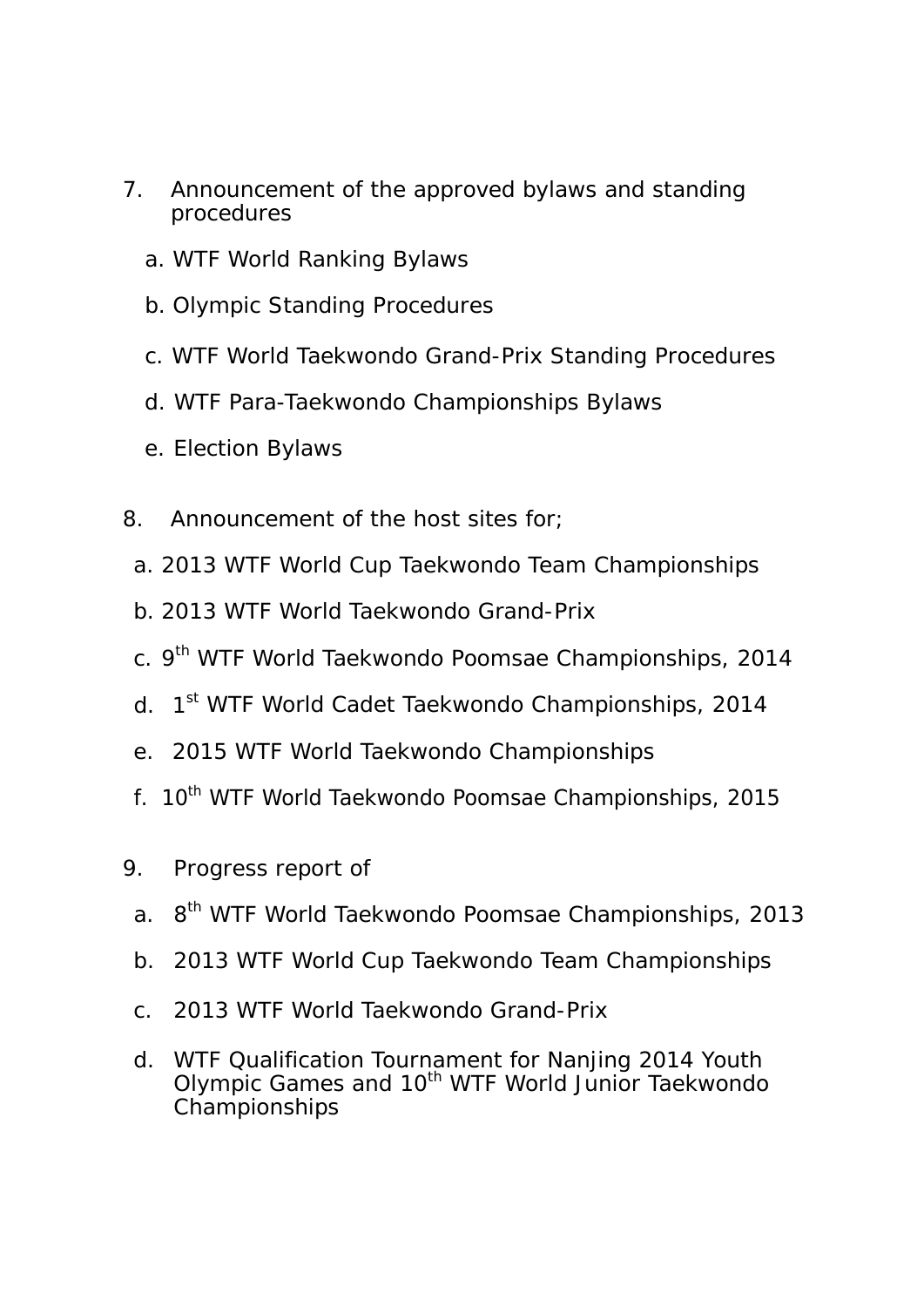7. Announcement of the approved bylaws and standing procedures

   a. WTF World Ranking Bylaws

   b. Olympic Standing Procedures

   c. WTF World Taekwondo Grand-Prix Standing Procedures

   d. WTF Para-Taekwondo Championships Bylaws

   e. Election Bylaws

8. Announcement of the host sites for;

   a. 2013 WTF World Cup Taekwondo Team Championships

   b. 2013 WTF World Taekwondo Grand-Prix

   c. 9th WTF World Taekwondo Poomsae Championships, 2014

   d. 1st WTF World Cadet Taekwondo Championships, 2014

   e. 2015 WTF World Taekwondo Championships

   f. 10th WTF World Taekwondo Poomsae Championships, 2015

9. Progress report of

   a. 8th WTF World Taekwondo Poomsae Championships, 2013

   b. 2013 WTF World Cup Taekwondo Team Championships

   c. 2013 WTF World Taekwondo Grand-Prix

   d. WTF Qualification Tournament for Nanjing 2014 Youth Olympic Games and 10th WTF World Junior Taekwondo Championships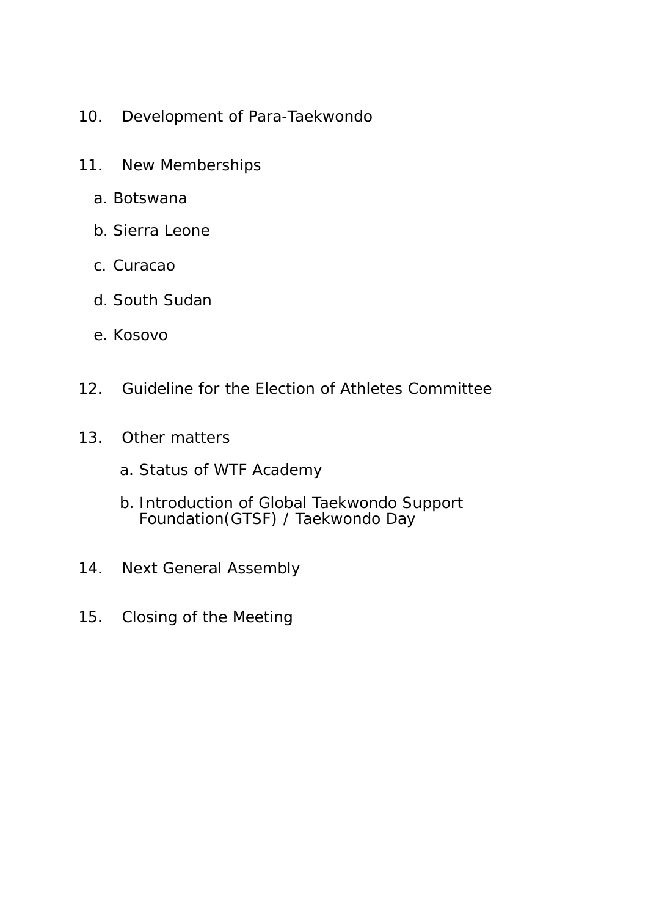10. Development of Para-Taekwondo

11. New Memberships

    a. Botswana

    b. Sierra Leone

    c. Curacao

    d. South Sudan

    e. Kosovo

12. Guideline for the Election of Athletes Committee

13. Other matters

    a. Status of WTF Academy

    b. Introduction of Global Taekwondo Support Foundation(GTSF) / Taekwondo Day

14. Next General Assembly

15. Closing of the Meeting